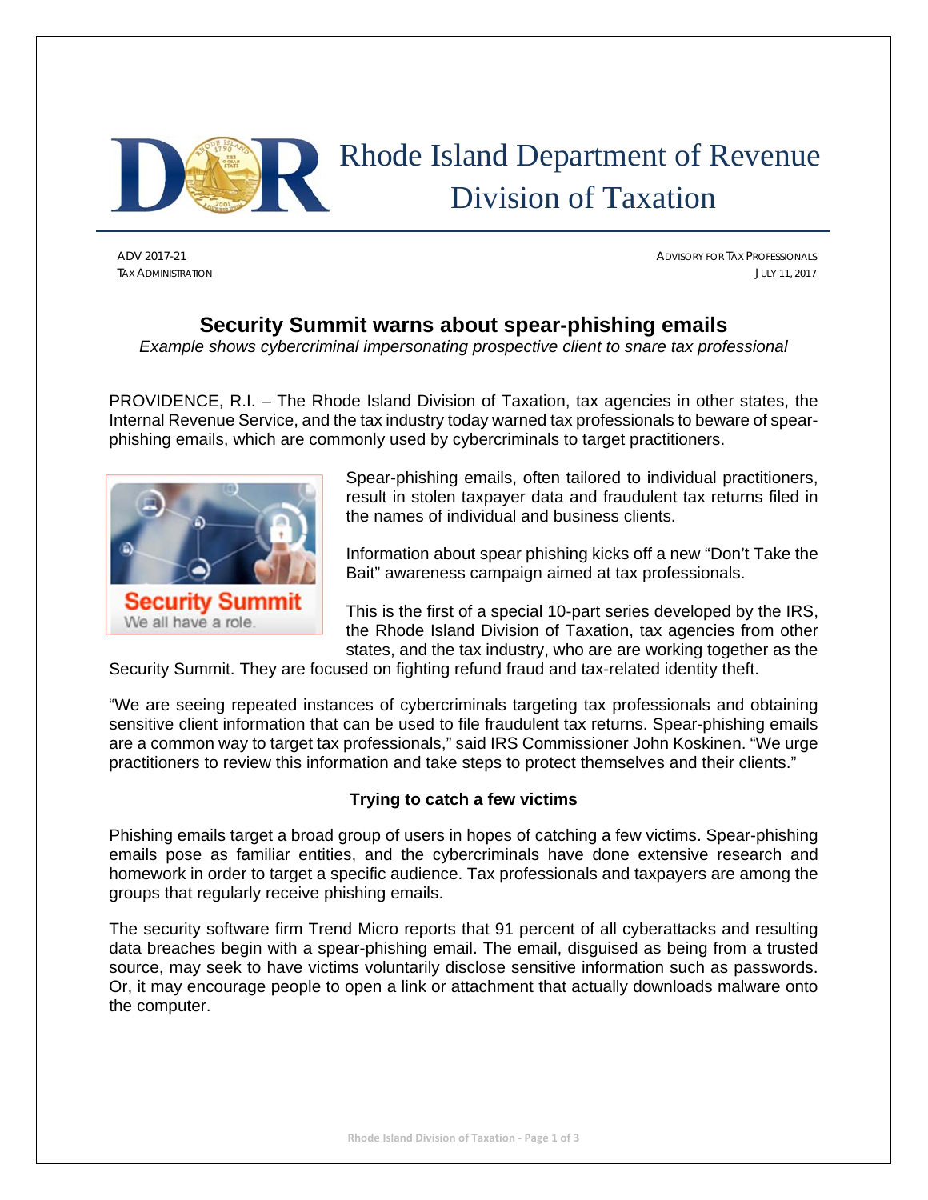# Rhode Island Department of Revenue
## Division of Taxation

ADV 2017-21
TAX ADMINISTRATION

ADVISORY FOR TAX PROFESSIONALS
JULY 11, 2017

## Security Summit warns about spear-phishing emails

*Example shows cybercriminal impersonating prospective client to snare tax professional*

PROVIDENCE, R.I. – The Rhode Island Division of Taxation, tax agencies in other states, the Internal Revenue Service, and the tax industry today warned tax professionals to beware of spear-phishing emails, which are commonly used by cybercriminals to target practitioners.

Spear-phishing emails, often tailored to individual practitioners, result in stolen taxpayer data and fraudulent tax returns filed in the names of individual and business clients.

Information about spear phishing kicks off a new "Don't Take the Bait" awareness campaign aimed at tax professionals.

This is the first of a special 10-part series developed by the IRS, the Rhode Island Division of Taxation, tax agencies from other states, and the tax industry, who are are working together as the Security Summit. They are focused on fighting refund fraud and tax-related identity theft.

"We are seeing repeated instances of cybercriminals targeting tax professionals and obtaining sensitive client information that can be used to file fraudulent tax returns. Spear-phishing emails are a common way to target tax professionals," said IRS Commissioner John Koskinen. "We urge practitioners to review this information and take steps to protect themselves and their clients."

### Trying to catch a few victims

Phishing emails target a broad group of users in hopes of catching a few victims. Spear-phishing emails pose as familiar entities, and the cybercriminals have done extensive research and homework in order to target a specific audience. Tax professionals and taxpayers are among the groups that regularly receive phishing emails.

The security software firm Trend Micro reports that 91 percent of all cyberattacks and resulting data breaches begin with a spear-phishing email. The email, disguised as being from a trusted source, may seek to have victims voluntarily disclose sensitive information such as passwords. Or, it may encourage people to open a link or attachment that actually downloads malware onto the computer.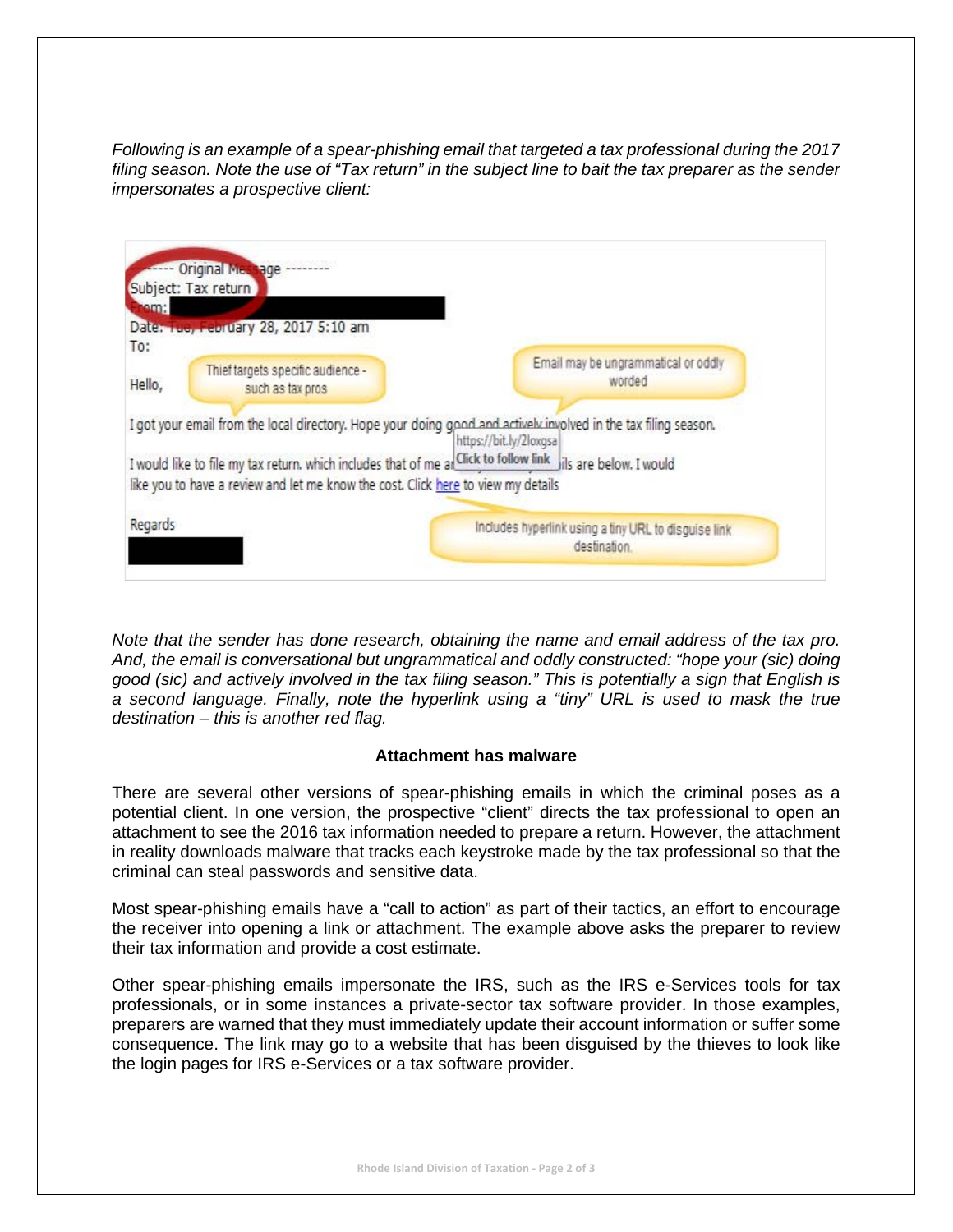*Following is an example of a spear-phishing email that targeted a tax professional during the 2017 filing season. Note the use of "Tax return" in the subject line to bait the tax preparer as the sender impersonates a prospective client:*

> -------- Original Message --------
> Subject: Tax return
> From: [redacted]
> Date: Tue, February 28, 2017 5:10 am
> To:
>
> Hello,
>
> I got your email from the local directory. Hope your doing good and actively involved in the tax filing season.
>
> I would like to file my tax return. which includes that of me a[...] [...]ils are below. I would like you to have a review and let me know the cost. Click here to view my details
>
> Regards
> [redacted]

Callouts in the example:
- Thief targets specific audience - such as tax pros
- Email may be ungrammatical or oddly worded
- https://bit.ly/2loxgsa — Click to follow link
- Includes hyperlink using a tiny URL to disguise link destination.

*Note that the sender has done research, obtaining the name and email address of the tax pro. And, the email is conversational but ungrammatical and oddly constructed: "hope your (sic) doing good (sic) and actively involved in the tax filing season." This is potentially a sign that English is a second language. Finally, note the hyperlink using a "tiny" URL is used to mask the true destination – this is another red flag.*

**Attachment has malware**

There are several other versions of spear-phishing emails in which the criminal poses as a potential client. In one version, the prospective "client" directs the tax professional to open an attachment to see the 2016 tax information needed to prepare a return. However, the attachment in reality downloads malware that tracks each keystroke made by the tax professional so that the criminal can steal passwords and sensitive data.

Most spear-phishing emails have a "call to action" as part of their tactics, an effort to encourage the receiver into opening a link or attachment. The example above asks the preparer to review their tax information and provide a cost estimate.

Other spear-phishing emails impersonate the IRS, such as the IRS e-Services tools for tax professionals, or in some instances a private-sector tax software provider. In those examples, preparers are warned that they must immediately update their account information or suffer some consequence. The link may go to a website that has been disguised by the thieves to look like the login pages for IRS e-Services or a tax software provider.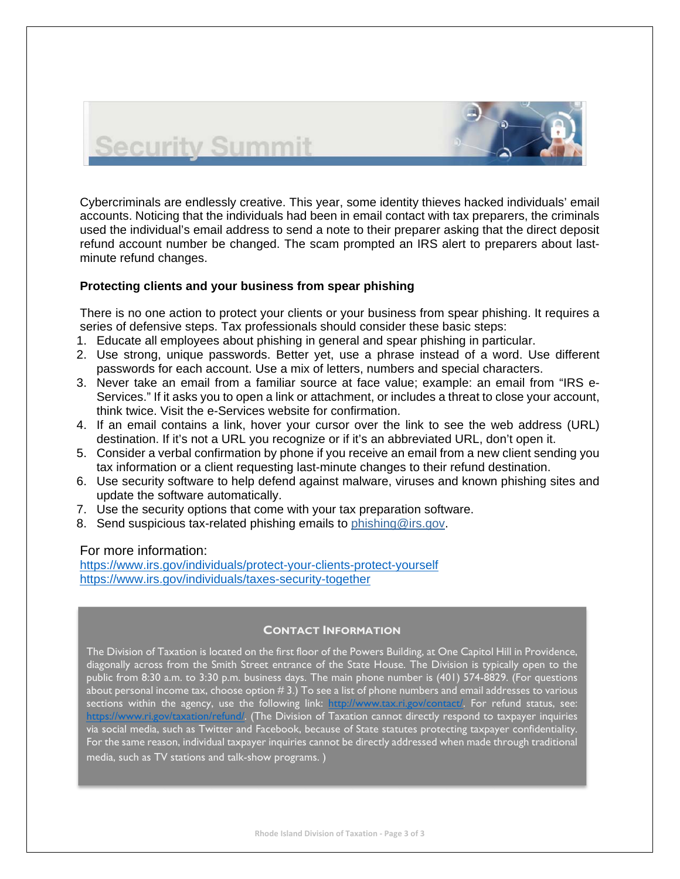# Security Summit

Cybercriminals are endlessly creative. This year, some identity thieves hacked individuals' email accounts. Noticing that the individuals had been in email contact with tax preparers, the criminals used the individual's email address to send a note to their preparer asking that the direct deposit refund account number be changed. The scam prompted an IRS alert to preparers about last-minute refund changes.

**Protecting clients and your business from spear phishing**

There is no one action to protect your clients or your business from spear phishing. It requires a series of defensive steps. Tax professionals should consider these basic steps:

1. Educate all employees about phishing in general and spear phishing in particular.
2. Use strong, unique passwords. Better yet, use a phrase instead of a word. Use different passwords for each account. Use a mix of letters, numbers and special characters.
3. Never take an email from a familiar source at face value; example: an email from "IRS e-Services." If it asks you to open a link or attachment, or includes a threat to close your account, think twice. Visit the e-Services website for confirmation.
4. If an email contains a link, hover your cursor over the link to see the web address (URL) destination. If it's not a URL you recognize or if it's an abbreviated URL, don't open it.
5. Consider a verbal confirmation by phone if you receive an email from a new client sending you tax information or a client requesting last-minute changes to their refund destination.
6. Use security software to help defend against malware, viruses and known phishing sites and update the software automatically.
7. Use the security options that come with your tax preparation software.
8. Send suspicious tax-related phishing emails to phishing@irs.gov.

For more information:
https://www.irs.gov/individuals/protect-your-clients-protect-yourself
https://www.irs.gov/individuals/taxes-security-together

**Contact Information**

The Division of Taxation is located on the first floor of the Powers Building, at One Capitol Hill in Providence, diagonally across from the Smith Street entrance of the State House. The Division is typically open to the public from 8:30 a.m. to 3:30 p.m. business days. The main phone number is (401) 574-8829. (For questions about personal income tax, choose option # 3.) To see a list of phone numbers and email addresses to various sections within the agency, use the following link: http://www.tax.ri.gov/contact/. For refund status, see: https://www.ri.gov/taxation/refund/. (The Division of Taxation cannot directly respond to taxpayer inquiries via social media, such as Twitter and Facebook, because of State statutes protecting taxpayer confidentiality. For the same reason, individual taxpayer inquiries cannot be directly addressed when made through traditional media, such as TV stations and talk-show programs. )